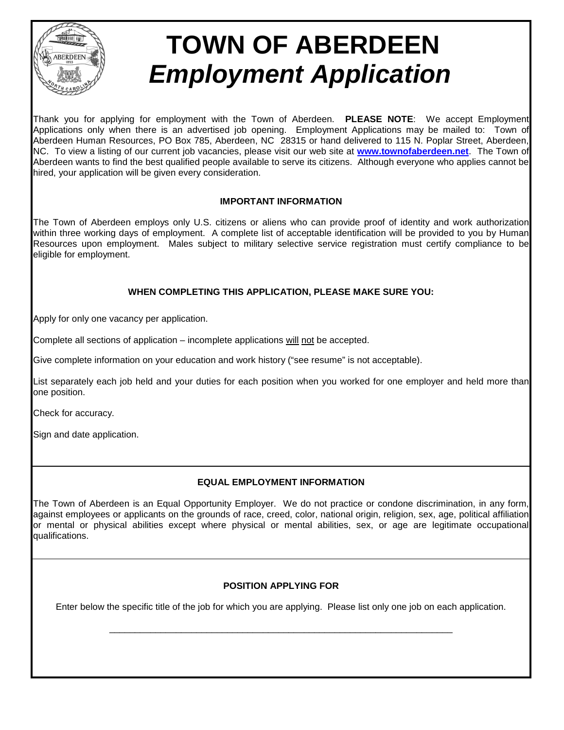# TOWN OF ABERDEEN
## *Employment Application*

Thank you for applying for employment with the Town of Aberdeen. **PLEASE NOTE**: We accept Employment Applications only when there is an advertised job opening. Employment Applications may be mailed to: Town of Aberdeen Human Resources, PO Box 785, Aberdeen, NC 28315 or hand delivered to 115 N. Poplar Street, Aberdeen, NC. To view a listing of our current job vacancies, please visit our web site at **www.townofaberdeen.net**. The Town of Aberdeen wants to find the best qualified people available to serve its citizens. Although everyone who applies cannot be hired, your application will be given every consideration.

### IMPORTANT INFORMATION

The Town of Aberdeen employs only U.S. citizens or aliens who can provide proof of identity and work authorization within three working days of employment. A complete list of acceptable identification will be provided to you by Human Resources upon employment. Males subject to military selective service registration must certify compliance to be eligible for employment.

### WHEN COMPLETING THIS APPLICATION, PLEASE MAKE SURE YOU:

Apply for only one vacancy per application.

Complete all sections of application – incomplete applications will not be accepted.

Give complete information on your education and work history ("see resume" is not acceptable).

List separately each job held and your duties for each position when you worked for one employer and held more than one position.

Check for accuracy.

Sign and date application.

### EQUAL EMPLOYMENT INFORMATION

The Town of Aberdeen is an Equal Opportunity Employer. We do not practice or condone discrimination, in any form, against employees or applicants on the grounds of race, creed, color, national origin, religion, sex, age, political affiliation or mental or physical abilities except where physical or mental abilities, sex, or age are legitimate occupational qualifications.

### POSITION APPLYING FOR

Enter below the specific title of the job for which you are applying. Please list only one job on each application.

_______________________________________________________________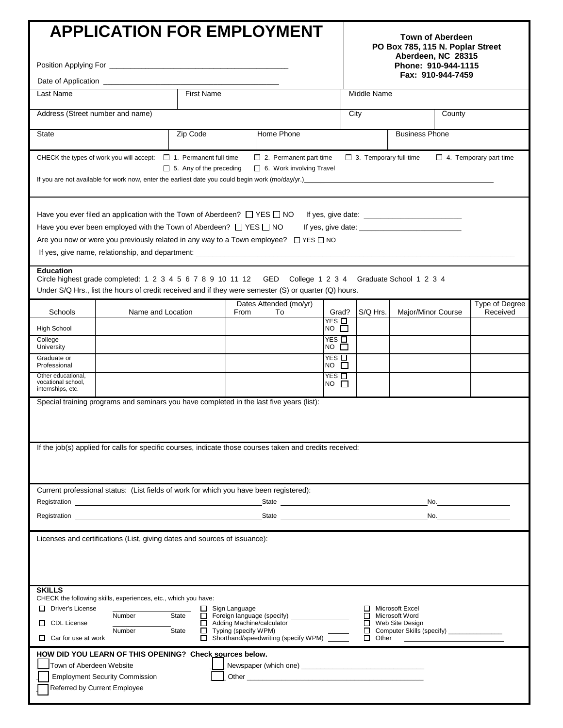# APPLICATION FOR EMPLOYMENT

**Town of Aberdeen**
**PO Box 785, 115 N. Poplar Street**
**Aberdeen, NC 28315**
**Phone: 910-944-1115**
**Fax: 910-944-7459**

Position Applying For ___________________________________________

Date of Application ___________________________________________

| Last Name | First Name | Middle Name |
|---|---|---|
| | | |

| Address (Street number and name) | City | County |
|---|---|---|
| | | |

| State | Zip Code | Home Phone | Business Phone |
|---|---|---|---|
| | | | |

CHECK the types of work you will accept: ☐ 1. Permanent full-time ☐ 2. Permanent part-time ☐ 3. Temporary full-time ☐ 4. Temporary part-time ☐ 5. Any of the preceding ☐ 6. Work involving Travel

If you are not available for work now, enter the earliest date you could begin work (mo/day/yr.)___________________________________________

Have you ever filed an application with the Town of Aberdeen? ☐ YES ☐ NO If yes, give date: ________________________

Have you ever been employed with the Town of Aberdeen? ☐ YES ☐ NO If yes, give date: ________________________

Are you now or were you previously related in any way to a Town employee? ☐ YES ☐ NO

If yes, give name, relationship, and department: ___________________________________________

**Education**

Circle highest grade completed: 1 2 3 4 5 6 7 8 9 10 11 12 GED College 1 2 3 4 Graduate School 1 2 3 4

Under S/Q Hrs., list the hours of credit received and if they were semester (S) or quarter (Q) hours.

| Schools | Name and Location | Dates Attended (mo/yr) From To | Grad? | S/Q Hrs. | Major/Minor Course | Type of Degree Received |
|---|---|---|---|---|---|---|
| High School | | | YES ☐ NO ☐ | | | |
| College University | | | YES ☐ NO ☐ | | | |
| Graduate or Professional | | | YES ☐ NO ☐ | | | |
| Other educational, vocational school, internships, etc. | | | YES ☐ NO ☐ | | | |

Special training programs and seminars you have completed in the last five years (list):

If the job(s) applied for calls for specific courses, indicate those courses taken and credits received:

Current professional status: (List fields of work for which you have been registered):

Registration ______________________________ State ______________________________ No.______________

Registration ______________________________ State ______________________________ No.______________

Licenses and certifications (List, giving dates and sources of issuance):

**SKILLS**

CHECK the following skills, experiences, etc., which you have:

☐ Driver's License ______________ Number State
☐ CDL License ______________ Number State
☐ Car for use at work

☐ Sign Language
☐ Foreign language (specify) ______________
☐ Adding Machine/calculator
☐ Typing (specify WPM)
☐ Shorthand/speedwriting (specify WPM) ______

☐ Microsoft Excel
☐ Microsoft Word
☐ Web Site Design
☐ Computer Skills (specify) ______________
☐ Other ______________

**HOW DID YOU LEARN OF THIS OPENING? Check sources below.**

☐ Town of Aberdeen Website
☐ Employment Security Commission
☐ Referred by Current Employee
☐ Newspaper (which one) ______________________________
☐ Other ______________________________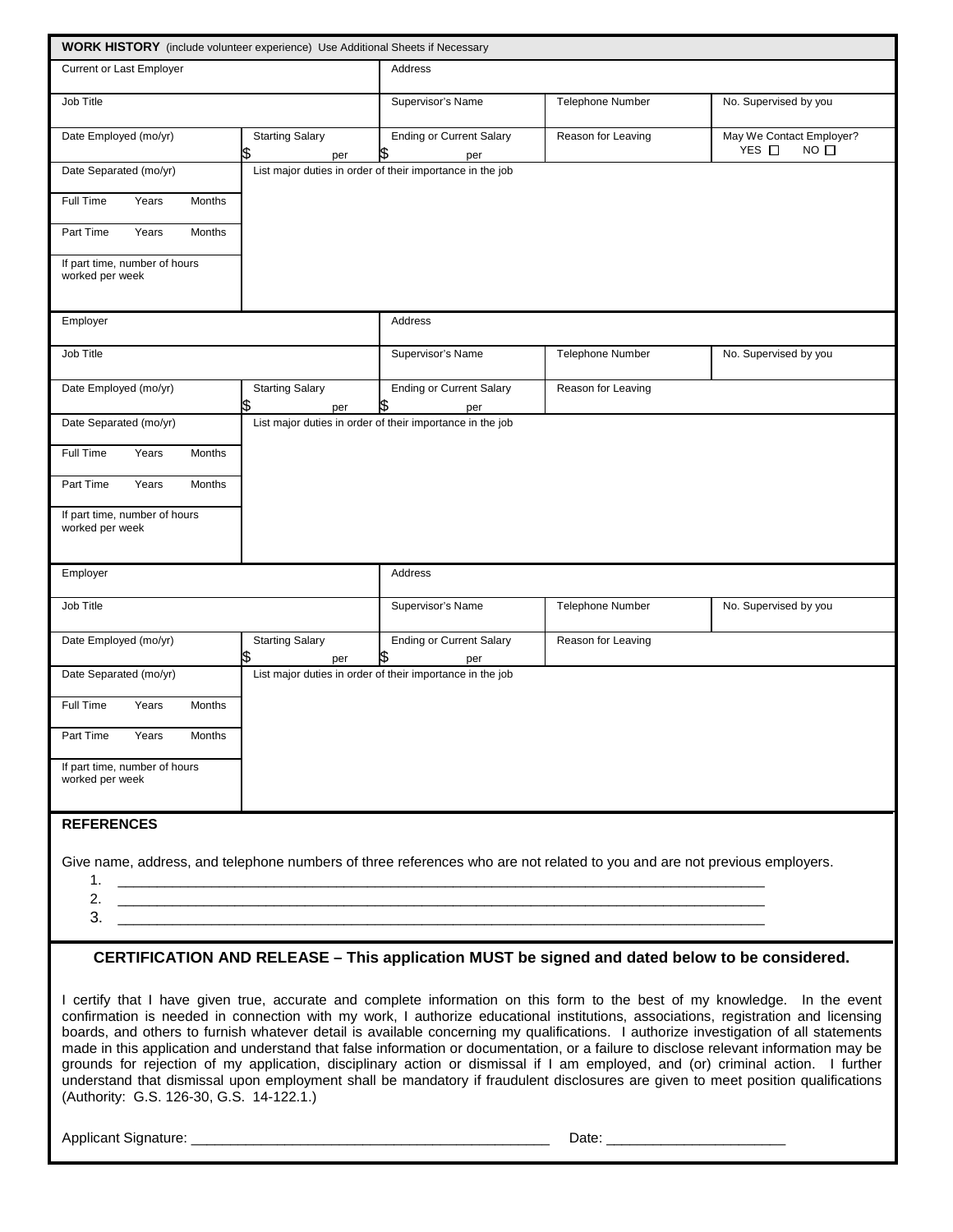## WORK HISTORY (include volunteer experience) Use Additional Sheets if Necessary

| Current or Last Employer | | Address | | |
|---|---|---|---|---|
| Job Title | | Supervisor's Name | Telephone Number | No. Supervised by you |
| Date Employed (mo/yr) | Starting Salary $ per | Ending or Current Salary $ per | Reason for Leaving | May We Contact Employer? YES ☐ NO ☐ |
| Date Separated (mo/yr) | List major duties in order of their importance in the job | | | |
| Full Time Years Months | | | | |
| Part Time Years Months | | | | |
| If part time, number of hours worked per week | | | | |

| Employer | | Address | | |
|---|---|---|---|---|
| Job Title | | Supervisor's Name | Telephone Number | No. Supervised by you |
| Date Employed (mo/yr) | Starting Salary $ per | Ending or Current Salary $ per | Reason for Leaving | |
| Date Separated (mo/yr) | List major duties in order of their importance in the job | | | |
| Full Time Years Months | | | | |
| Part Time Years Months | | | | |
| If part time, number of hours worked per week | | | | |

| Employer | | Address | | |
|---|---|---|---|---|
| Job Title | | Supervisor's Name | Telephone Number | No. Supervised by you |
| Date Employed (mo/yr) | Starting Salary $ per | Ending or Current Salary $ per | Reason for Leaving | |
| Date Separated (mo/yr) | List major duties in order of their importance in the job | | | |
| Full Time Years Months | | | | |
| Part Time Years Months | | | | |
| If part time, number of hours worked per week | | | | |

## REFERENCES

Give name, address, and telephone numbers of three references who are not related to you and are not previous employers.

1. ________________________________________________________________________________
2. ________________________________________________________________________________
3. ________________________________________________________________________________

## CERTIFICATION AND RELEASE – This application MUST be signed and dated below to be considered.

I certify that I have given true, accurate and complete information on this form to the best of my knowledge. In the event confirmation is needed in connection with my work, I authorize educational institutions, associations, registration and licensing boards, and others to furnish whatever detail is available concerning my qualifications. I authorize investigation of all statements made in this application and understand that false information or documentation, or a failure to disclose relevant information may be grounds for rejection of my application, disciplinary action or dismissal if I am employed, and (or) criminal action. I further understand that dismissal upon employment shall be mandatory if fraudulent disclosures are given to meet position qualifications (Authority: G.S. 126-30, G.S. 14-122.1.)

Applicant Signature: ______________________________________________ Date: ______________________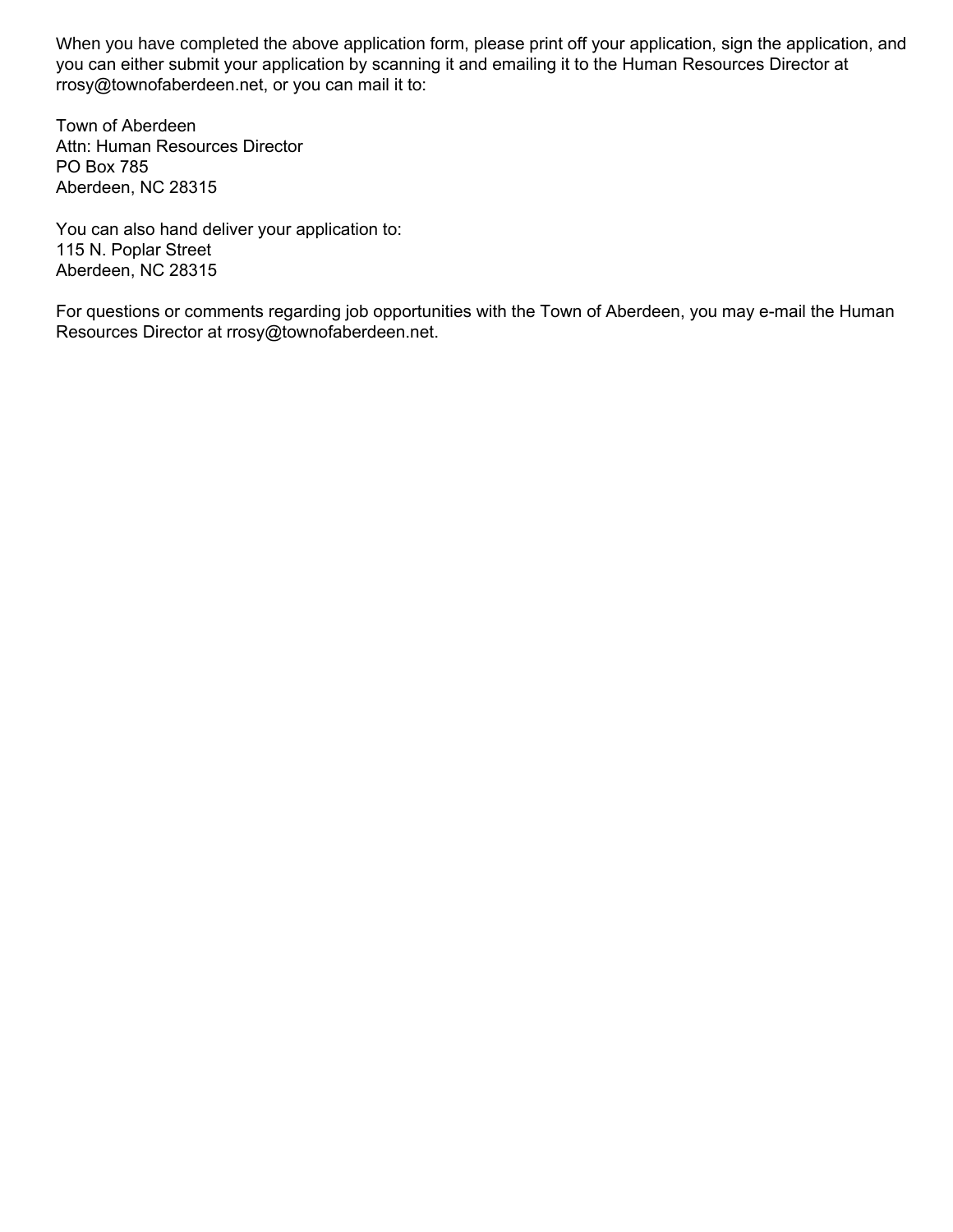When you have completed the above application form, please print off your application, sign the application, and you can either submit your application by scanning it and emailing it to the Human Resources Director at rrosy@townofaberdeen.net, or you can mail it to:

Town of Aberdeen
Attn: Human Resources Director
PO Box 785
Aberdeen, NC 28315

You can also hand deliver your application to:
115 N. Poplar Street
Aberdeen, NC 28315

For questions or comments regarding job opportunities with the Town of Aberdeen, you may e-mail the Human Resources Director at rrosy@townofaberdeen.net.